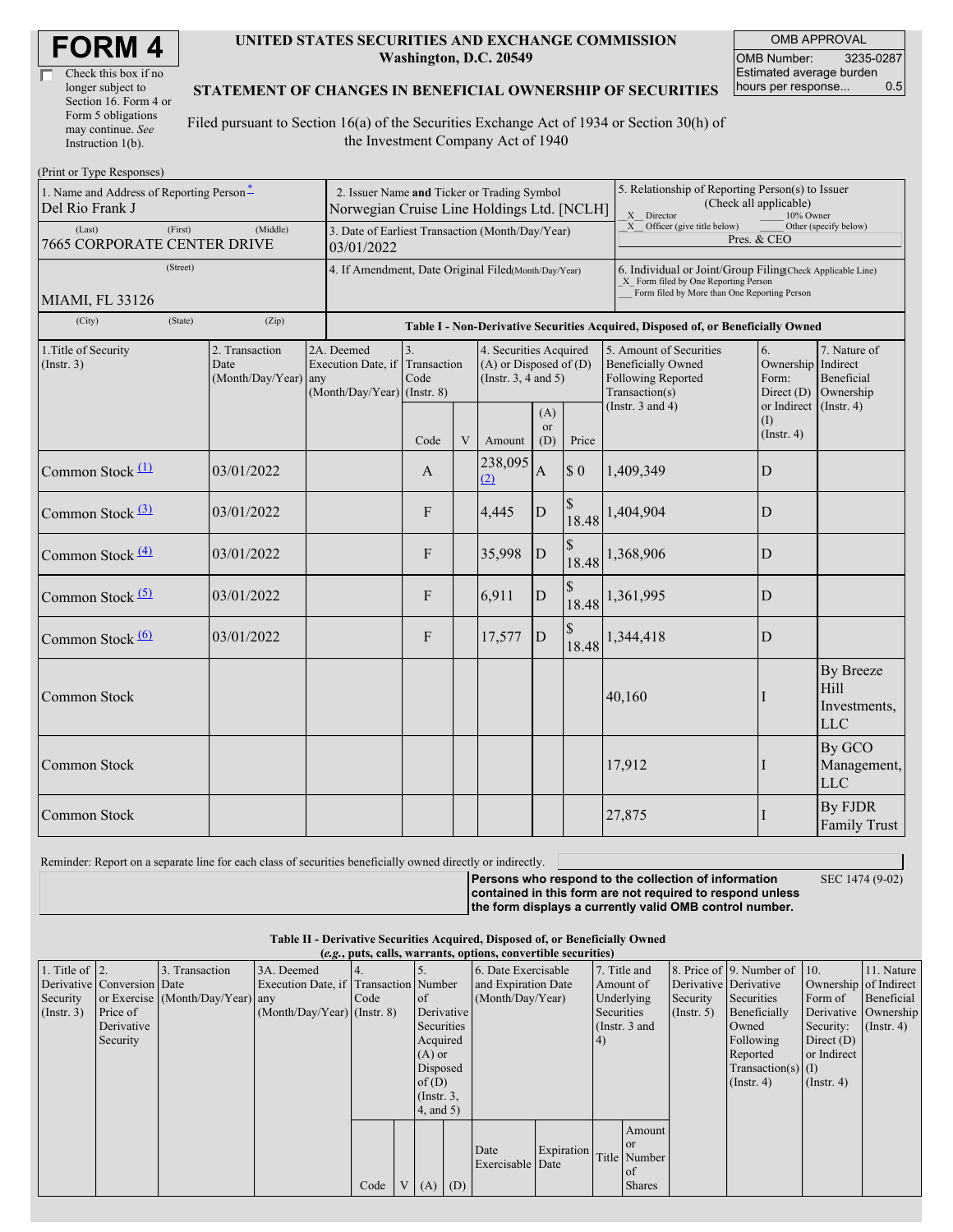# FORM 4

☐ Check this box if no longer subject to Section 16. Form 4 or Form 5 obligations may continue. *See* Instruction 1(b).

**UNITED STATES SECURITIES AND EXCHANGE COMMISSION**
**Washington, D.C. 20549**

**STATEMENT OF CHANGES IN BENEFICIAL OWNERSHIP OF SECURITIES**

Filed pursuant to Section 16(a) of the Securities Exchange Act of 1934 or Section 30(h) of the Investment Company Act of 1940

| OMB APPROVAL | |
|---|---|
| OMB Number: | 3235-0287 |
| Estimated average burden hours per response... | 0.5 |

(Print or Type Responses)

| 1. Name and Address of Reporting Person* | 2. Issuer Name and Ticker or Trading Symbol | 5. Relationship of Reporting Person(s) to Issuer (Check all applicable) |
|---|---|---|
| Del Rio Frank J | Norwegian Cruise Line Holdings Ltd. [NCLH] | _X_ Director ___ 10% Owner |
| (Last) (First) (Middle) 7665 CORPORATE CENTER DRIVE | 3. Date of Earliest Transaction (Month/Day/Year) 03/01/2022 | _X_ Officer (give title below) ___ Other (specify below) Pres. & CEO |
| (Street) MIAMI, FL 33126 | 4. If Amendment, Date Original Filed (Month/Day/Year) | 6. Individual or Joint/Group Filing (Check Applicable Line) _X_ Form filed by One Reporting Person ___ Form filed by More than One Reporting Person |
| (City) (State) (Zip) | | |

**Table I - Non-Derivative Securities Acquired, Disposed of, or Beneficially Owned**

| 1.Title of Security (Instr. 3) | 2. Transaction Date (Month/Day/Year) | 2A. Deemed Execution Date, if any (Month/Day/Year) | 3. Transaction Code (Instr. 8) | | 4. Securities Acquired (A) or Disposed of (D) (Instr. 3, 4 and 5) | | | 5. Amount of Securities Beneficially Owned Following Reported Transaction(s) (Instr. 3 and 4) | 6. Ownership Form: Direct (D) or Indirect (I) (Instr. 4) | 7. Nature of Indirect Beneficial Ownership (Instr. 4) |
|---|---|---|---|---|---|---|---|---|---|---|
| | | | Code | V | Amount | (A) or (D) | Price | | | |
| Common Stock (1) | 03/01/2022 | | A | | 238,095 (2) | A | $ 0 | 1,409,349 | D | |
| Common Stock (3) | 03/01/2022 | | F | | 4,445 | D | $ 18.48 | 1,404,904 | D | |
| Common Stock (4) | 03/01/2022 | | F | | 35,998 | D | $ 18.48 | 1,368,906 | D | |
| Common Stock (5) | 03/01/2022 | | F | | 6,911 | D | $ 18.48 | 1,361,995 | D | |
| Common Stock (6) | 03/01/2022 | | F | | 17,577 | D | $ 18.48 | 1,344,418 | D | |
| Common Stock | | | | | | | | 40,160 | I | By Breeze Hill Investments, LLC |
| Common Stock | | | | | | | | 17,912 | I | By GCO Management, LLC |
| Common Stock | | | | | | | | 27,875 | I | By FJDR Family Trust |

Reminder: Report on a separate line for each class of securities beneficially owned directly or indirectly.

**Persons who respond to the collection of information contained in this form are not required to respond unless the form displays a currently valid OMB control number.** SEC 1474 (9-02)

**Table II - Derivative Securities Acquired, Disposed of, or Beneficially Owned**
**(*e.g.*, puts, calls, warrants, options, convertible securities)**

| 1. Title of Derivative Security (Instr. 3) | 2. Conversion or Exercise Price of Derivative Security | 3. Transaction Date (Month/Day/Year) | 3A. Deemed Execution Date, if any (Month/Day/Year) | 4. Transaction Code (Instr. 8) | | 5. Number of Derivative Securities Acquired (A) or Disposed of (D) (Instr. 3, 4, and 5) | | 6. Date Exercisable and Expiration Date (Month/Day/Year) | | 7. Title and Amount of Underlying Securities (Instr. 3 and 4) | | 8. Price of Derivative Security (Instr. 5) | 9. Number of Derivative Securities Beneficially Owned Following Reported Transaction(s) (Instr. 4) | 10. Ownership Form of Derivative Security: Direct (D) or Indirect (I) (Instr. 4) | 11. Nature of Indirect Beneficial Ownership (Instr. 4) |
|---|---|---|---|---|---|---|---|---|---|---|---|---|---|---|---|
| | | | | Code | V | (A) | (D) | Date Exercisable | Expiration Date | Title | Amount or Number of Shares | | | | |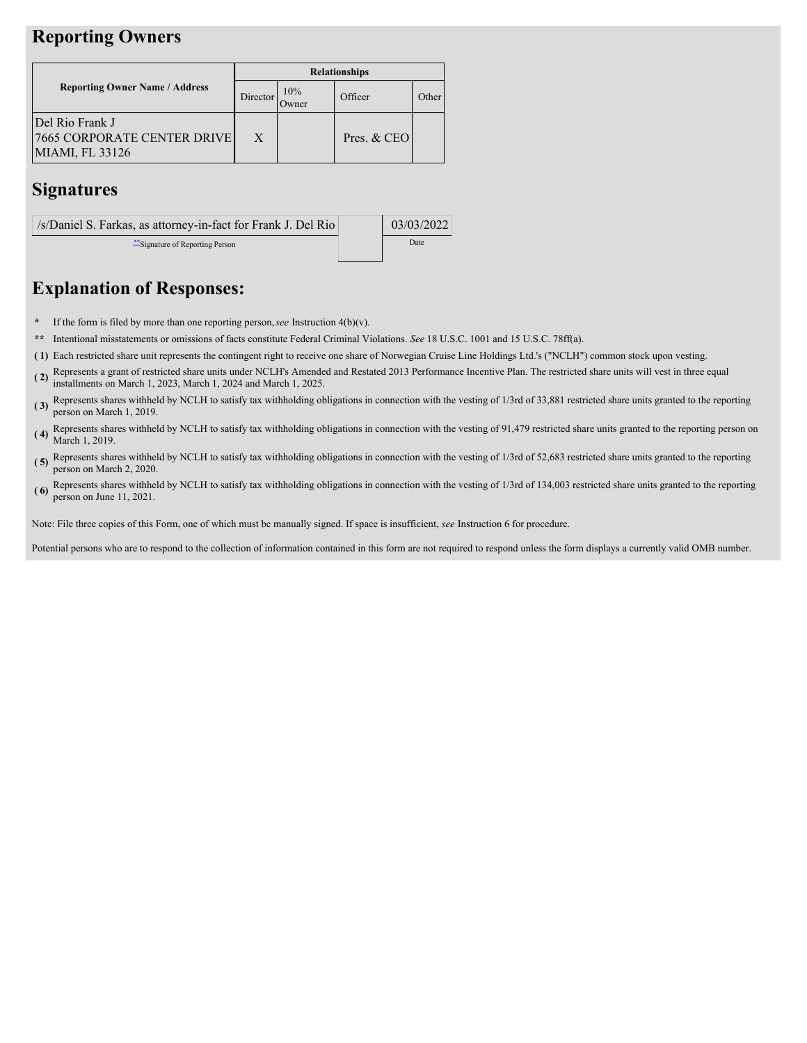# Reporting Owners

| Reporting Owner Name / Address | Relationships | | | |
|---|---|---|---|---|
| | Director | 10% Owner | Officer | Other |
| Del Rio Frank J<br>7665 CORPORATE CENTER DRIVE<br>MIAMI, FL 33126 | X | | Pres. & CEO | |

# Signatures

| | | |
|---|---|---|
| /s/Daniel S. Farkas, as attorney-in-fact for Frank J. Del Rio | | 03/03/2022 |
| **Signature of Reporting Person | | Date |

# Explanation of Responses:

- \* If the form is filed by more than one reporting person, *see* Instruction 4(b)(v).
- ** Intentional misstatements or omissions of facts constitute Federal Criminal Violations. *See* 18 U.S.C. 1001 and 15 U.S.C. 78ff(a).
- (1) Each restricted share unit represents the contingent right to receive one share of Norwegian Cruise Line Holdings Ltd.'s ("NCLH") common stock upon vesting.
- (2) Represents a grant of restricted share units under NCLH's Amended and Restated 2013 Performance Incentive Plan. The restricted share units will vest in three equal installments on March 1, 2023, March 1, 2024 and March 1, 2025.
- (3) Represents shares withheld by NCLH to satisfy tax withholding obligations in connection with the vesting of 1/3rd of 33,881 restricted share units granted to the reporting person on March 1, 2019.
- (4) Represents shares withheld by NCLH to satisfy tax withholding obligations in connection with the vesting of 91,479 restricted share units granted to the reporting person on March 1, 2019.
- (5) Represents shares withheld by NCLH to satisfy tax withholding obligations in connection with the vesting of 1/3rd of 52,683 restricted share units granted to the reporting person on March 2, 2020.
- (6) Represents shares withheld by NCLH to satisfy tax withholding obligations in connection with the vesting of 1/3rd of 134,003 restricted share units granted to the reporting person on June 11, 2021.

Note: File three copies of this Form, one of which must be manually signed. If space is insufficient, *see* Instruction 6 for procedure.

Potential persons who are to respond to the collection of information contained in this form are not required to respond unless the form displays a currently valid OMB number.